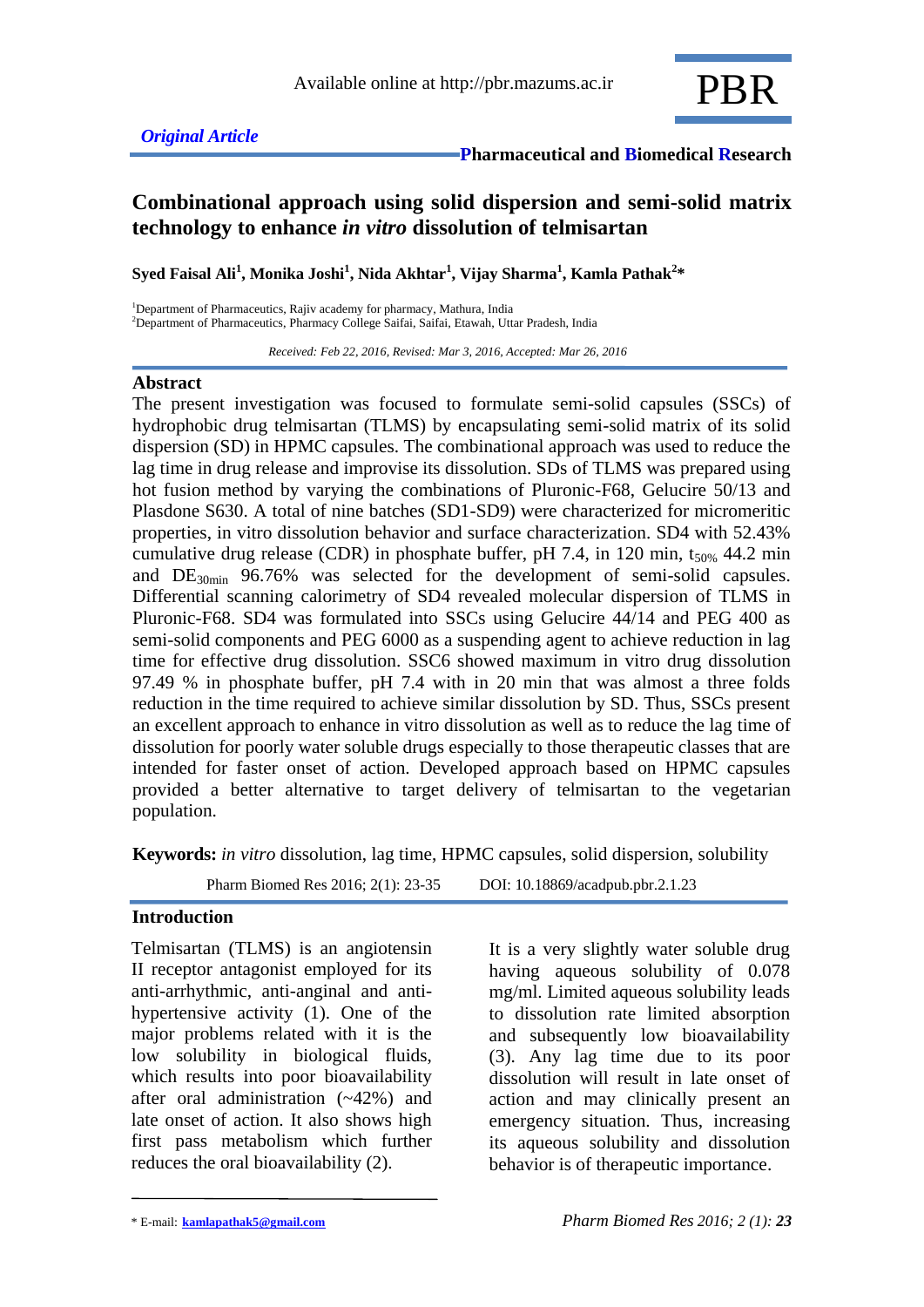Available online at http://pbr.mazums.ac.ir

PBR

*Original Article*

**Pharmaceutical and Biomedical Research**

# Combinational approach using solid dispersion and semi-solid matrix technology to enhance *in vitro* dissolution of telmisartan

**Syed Faisal Ali[1], Monika Joshi[1], Nida Akhtar[1], Vijay Sharma[1], Kamla Pathak[2]***

[1]Department of Pharmaceutics, Rajiv academy for pharmacy, Mathura, India
[2]Department of Pharmaceutics, Pharmacy College Saifai, Saifai, Etawah, Uttar Pradesh, India

*Received: Feb 22, 2016, Revised: Mar 3, 2016, Accepted: Mar 26, 2016*

## Abstract

The present investigation was focused to formulate semi-solid capsules (SSCs) of hydrophobic drug telmisartan (TLMS) by encapsulating semi-solid matrix of its solid dispersion (SD) in HPMC capsules. The combinational approach was used to reduce the lag time in drug release and improvise its dissolution. SDs of TLMS was prepared using hot fusion method by varying the combinations of Pluronic-F68, Gelucire 50/13 and Plasdone S630. A total of nine batches (SD1-SD9) were characterized for micromeritic properties, in vitro dissolution behavior and surface characterization. SD4 with 52.43% cumulative drug release (CDR) in phosphate buffer, pH 7.4, in 120 min, $t_{50\%}$ 44.2 min and $DE_{30min}$ 96.76% was selected for the development of semi-solid capsules. Differential scanning calorimetry of SD4 revealed molecular dispersion of TLMS in Pluronic-F68. SD4 was formulated into SSCs using Gelucire 44/14 and PEG 400 as semi-solid components and PEG 6000 as a suspending agent to achieve reduction in lag time for effective drug dissolution. SSC6 showed maximum in vitro drug dissolution 97.49 % in phosphate buffer, pH 7.4 with in 20 min that was almost a three folds reduction in the time required to achieve similar dissolution by SD. Thus, SSCs present an excellent approach to enhance in vitro dissolution as well as to reduce the lag time of dissolution for poorly water soluble drugs especially to those therapeutic classes that are intended for faster onset of action. Developed approach based on HPMC capsules provided a better alternative to target delivery of telmisartan to the vegetarian population.

**Keywords:** *in vitro* dissolution, lag time, HPMC capsules, solid dispersion, solubility

Pharm Biomed Res 2016; 2(1): 23-35 DOI: 10.18869/acadpub.pbr.2.1.23

## Introduction

Telmisartan (TLMS) is an angiotensin II receptor antagonist employed for its anti-arrhythmic, anti-anginal and anti-hypertensive activity (1). One of the major problems related with it is the low solubility in biological fluids, which results into poor bioavailability after oral administration (~42%) and late onset of action. It also shows high first pass metabolism which further reduces the oral bioavailability (2).

It is a very slightly water soluble drug having aqueous solubility of 0.078 mg/ml. Limited aqueous solubility leads to dissolution rate limited absorption and subsequently low bioavailability (3). Any lag time due to its poor dissolution will result in late onset of action and may clinically present an emergency situation. Thus, increasing its aqueous solubility and dissolution behavior is of therapeutic importance.

* E-mail: kamlapathak5@gmail.com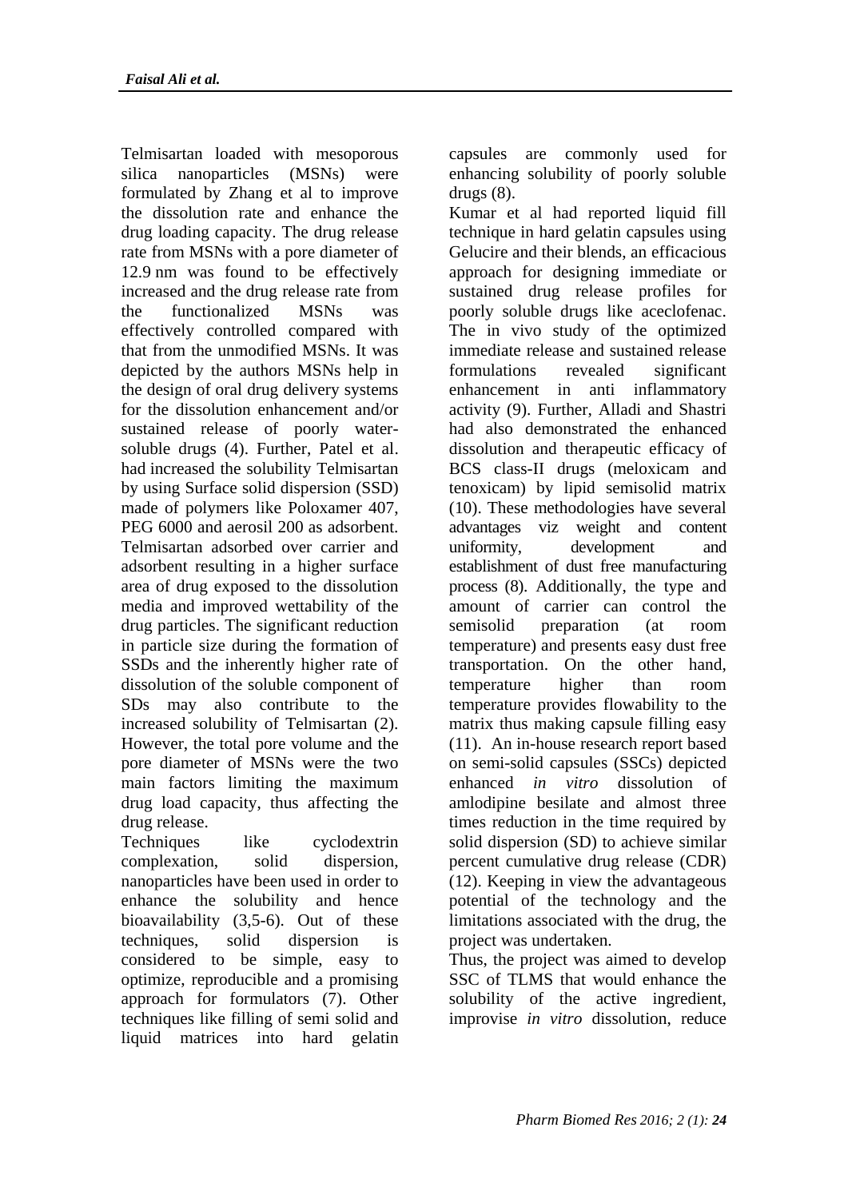Telmisartan loaded with mesoporous silica nanoparticles (MSNs) were formulated by Zhang et al to improve the dissolution rate and enhance the drug loading capacity. The drug release rate from MSNs with a pore diameter of 12.9 nm was found to be effectively increased and the drug release rate from the functionalized MSNs was effectively controlled compared with that from the unmodified MSNs. It was depicted by the authors MSNs help in the design of oral drug delivery systems for the dissolution enhancement and/or sustained release of poorly water-soluble drugs (4). Further, Patel et al. had increased the solubility Telmisartan by using Surface solid dispersion (SSD) made of polymers like Poloxamer 407, PEG 6000 and aerosil 200 as adsorbent. Telmisartan adsorbed over carrier and adsorbent resulting in a higher surface area of drug exposed to the dissolution media and improved wettability of the drug particles. The significant reduction in particle size during the formation of SSDs and the inherently higher rate of dissolution of the soluble component of SDs may also contribute to the increased solubility of Telmisartan (2). However, the total pore volume and the pore diameter of MSNs were the two main factors limiting the maximum drug load capacity, thus affecting the drug release.

Techniques like cyclodextrin complexation, solid dispersion, nanoparticles have been used in order to enhance the solubility and hence bioavailability (3,5-6). Out of these techniques, solid dispersion is considered to be simple, easy to optimize, reproducible and a promising approach for formulators (7). Other techniques like filling of semi solid and liquid matrices into hard gelatin capsules are commonly used for enhancing solubility of poorly soluble drugs (8).

Kumar et al had reported liquid fill technique in hard gelatin capsules using Gelucire and their blends, an efficacious approach for designing immediate or sustained drug release profiles for poorly soluble drugs like aceclofenac. The in vivo study of the optimized immediate release and sustained release formulations revealed significant enhancement in anti inflammatory activity (9). Further, Alladi and Shastri had also demonstrated the enhanced dissolution and therapeutic efficacy of BCS class-II drugs (meloxicam and tenoxicam) by lipid semisolid matrix (10). These methodologies have several advantages viz weight and content uniformity, development and establishment of dust free manufacturing process (8). Additionally, the type and amount of carrier can control the semisolid preparation (at room temperature) and presents easy dust free transportation. On the other hand, temperature higher than room temperature provides flowability to the matrix thus making capsule filling easy (11). An in-house research report based on semi-solid capsules (SSCs) depicted enhanced *in vitro* dissolution of amlodipine besilate and almost three times reduction in the time required by solid dispersion (SD) to achieve similar percent cumulative drug release (CDR) (12). Keeping in view the advantageous potential of the technology and the limitations associated with the drug, the project was undertaken.

Thus, the project was aimed to develop SSC of TLMS that would enhance the solubility of the active ingredient, improvise *in vitro* dissolution, reduce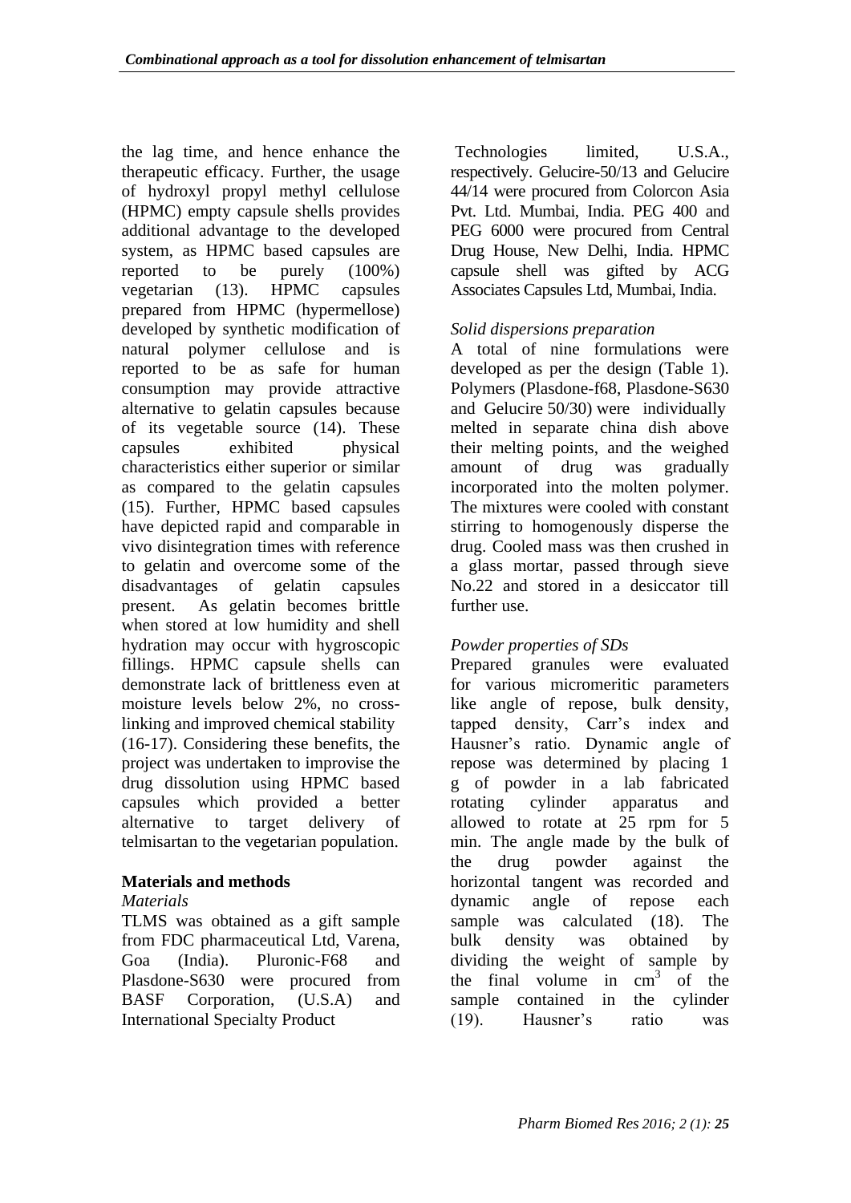the lag time, and hence enhance the therapeutic efficacy. Further, the usage of hydroxyl propyl methyl cellulose (HPMC) empty capsule shells provides additional advantage to the developed system, as HPMC based capsules are reported to be purely (100%) vegetarian (13). HPMC capsules prepared from HPMC (hypermellose) developed by synthetic modification of natural polymer cellulose and is reported to be as safe for human consumption may provide attractive alternative to gelatin capsules because of its vegetable source (14). These capsules exhibited physical characteristics either superior or similar as compared to the gelatin capsules (15). Further, HPMC based capsules have depicted rapid and comparable in vivo disintegration times with reference to gelatin and overcome some of the disadvantages of gelatin capsules present. As gelatin becomes brittle when stored at low humidity and shell hydration may occur with hygroscopic fillings. HPMC capsule shells can demonstrate lack of brittleness even at moisture levels below 2%, no cross-linking and improved chemical stability (16-17). Considering these benefits, the project was undertaken to improvise the drug dissolution using HPMC based capsules which provided a better alternative to target delivery of telmisartan to the vegetarian population.

## Materials and methods

### *Materials*

TLMS was obtained as a gift sample from FDC pharmaceutical Ltd, Varena, Goa (India). Pluronic-F68 and Plasdone-S630 were procured from BASF Corporation, (U.S.A) and International Specialty Product Technologies limited, U.S.A., respectively. Gelucire-50/13 and Gelucire 44/14 were procured from Colorcon Asia Pvt. Ltd. Mumbai, India. PEG 400 and PEG 6000 were procured from Central Drug House, New Delhi, India. HPMC capsule shell was gifted by ACG Associates Capsules Ltd, Mumbai, India.

### *Solid dispersions preparation*

A total of nine formulations were developed as per the design (Table 1). Polymers (Plasdone-f68, Plasdone-S630 and Gelucire 50/30) were individually melted in separate china dish above their melting points, and the weighed amount of drug was gradually incorporated into the molten polymer. The mixtures were cooled with constant stirring to homogenously disperse the drug. Cooled mass was then crushed in a glass mortar, passed through sieve No.22 and stored in a desiccator till further use.

### *Powder properties of SDs*

Prepared granules were evaluated for various micromeritic parameters like angle of repose, bulk density, tapped density, Carr's index and Hausner's ratio. Dynamic angle of repose was determined by placing 1 g of powder in a lab fabricated rotating cylinder apparatus and allowed to rotate at 25 rpm for 5 min. The angle made by the bulk of the drug powder against the horizontal tangent was recorded and dynamic angle of repose each sample was calculated (18). The bulk density was obtained by dividing the weight of sample by the final volume in $cm^3$ of the sample contained in the cylinder (19). Hausner's ratio was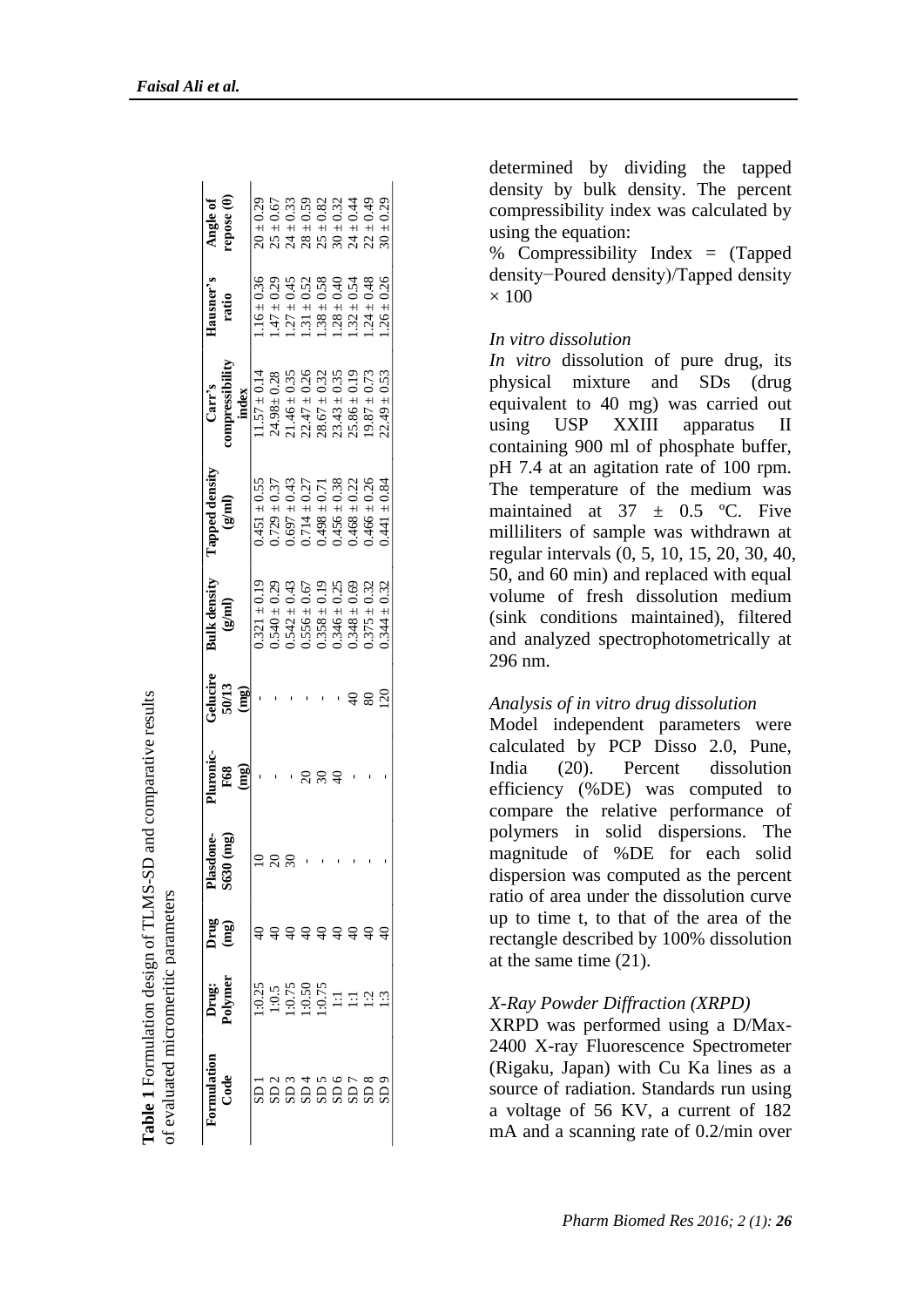**Table 1** Formulation design of TLMS-SD and comparative results of evaluated micromeritic parameters

| Formulation Code | Drug: Polymer | Drug (mg) | Plasdone-S630 (mg) | Pluronic-F68 (mg) | Gelucire 50/13 (mg) | Bulk density (g/ml) | Tapped density (g/ml) | Carr's compressibility index | Hausner's ratio | Angle of repose (θ) |
|---|---|---|---|---|---|---|---|---|---|---|
| SD 1 | 1:0.25 | 40 | 10 | - | - | 0.321 ± 0.19 | 0.451 ± 0.55 | 11.57 ± 0.14 | 1.16 ± 0.36 | 20 ± 0.29 |
| SD 2 | 1:0.5 | 40 | 20 | - | - | 0.540 ± 0.29 | 0.729 ± 0.37 | 24.98± 0.28 | 1.47 ± 0.29 | 25 ± 0.67 |
| SD 3 | 1:0.75 | 40 | 30 | - | - | 0.542 ± 0.43 | 0.697 ± 0.43 | 21.46 ± 0.35 | 1.27 ± 0.45 | 24 ± 0.33 |
| SD 4 | 1:0.50 | 40 | - | 20 | - | 0.556 ± 0.67 | 0.714 ± 0.27 | 22.47 ± 0.26 | 1.31 ± 0.52 | 28 ± 0.59 |
| SD 5 | 1:0.75 | 40 | - | 30 | - | 0.358 ± 0.19 | 0.498 ± 0.71 | 28.67 ± 0.32 | 1.38 ± 0.58 | 25 ± 0.82 |
| SD 6 | 1:1 | 40 | - | 40 | - | 0.346 ± 0.25 | 0.456 ± 0.38 | 23.43 ± 0.35 | 1.28 ± 0.40 | 30 ± 0.32 |
| SD 7 | 1:1 | 40 | - | - | 40 | 0.348 ± 0.69 | 0.468 ± 0.22 | 25.86 ± 0.19 | 1.32 ± 0.54 | 24 ± 0.44 |
| SD 8 | 1:2 | 40 | - | - | 80 | 0.375 ± 0.32 | 0.466 ± 0.26 | 19.87 ± 0.73 | 1.24 ± 0.48 | 22 ± 0.49 |
| SD 9 | 1:3 | 40 | - | - | 120 | 0.344 ± 0.32 | 0.441 ± 0.84 | 22.49 ± 0.53 | 1.26 ± 0.26 | 30 ± 0.29 |

determined by dividing the tapped density by bulk density. The percent compressibility index was calculated by using the equation:

% Compressibility Index = (Tapped density−Poured density)/Tapped density × 100

### *In vitro dissolution*

*In vitro* dissolution of pure drug, its physical mixture and SDs (drug equivalent to 40 mg) was carried out using USP XXIII apparatus II containing 900 ml of phosphate buffer, pH 7.4 at an agitation rate of 100 rpm. The temperature of the medium was maintained at 37 ± 0.5 ºC. Five milliliters of sample was withdrawn at regular intervals (0, 5, 10, 15, 20, 30, 40, 50, and 60 min) and replaced with equal volume of fresh dissolution medium (sink conditions maintained), filtered and analyzed spectrophotometrically at 296 nm.

### *Analysis of in vitro drug dissolution*

Model independent parameters were calculated by PCP Disso 2.0, Pune, India (20). Percent dissolution efficiency (%DE) was computed to compare the relative performance of polymers in solid dispersions. The magnitude of %DE for each solid dispersion was computed as the percent ratio of area under the dissolution curve up to time t, to that of the area of the rectangle described by 100% dissolution at the same time (21).

### *X-Ray Powder Diffraction (XRPD)*

XRPD was performed using a D/Max-2400 X-ray Fluorescence Spectrometer (Rigaku, Japan) with Cu Ka lines as a source of radiation. Standards run using a voltage of 56 KV, a current of 182 mA and a scanning rate of 0.2/min over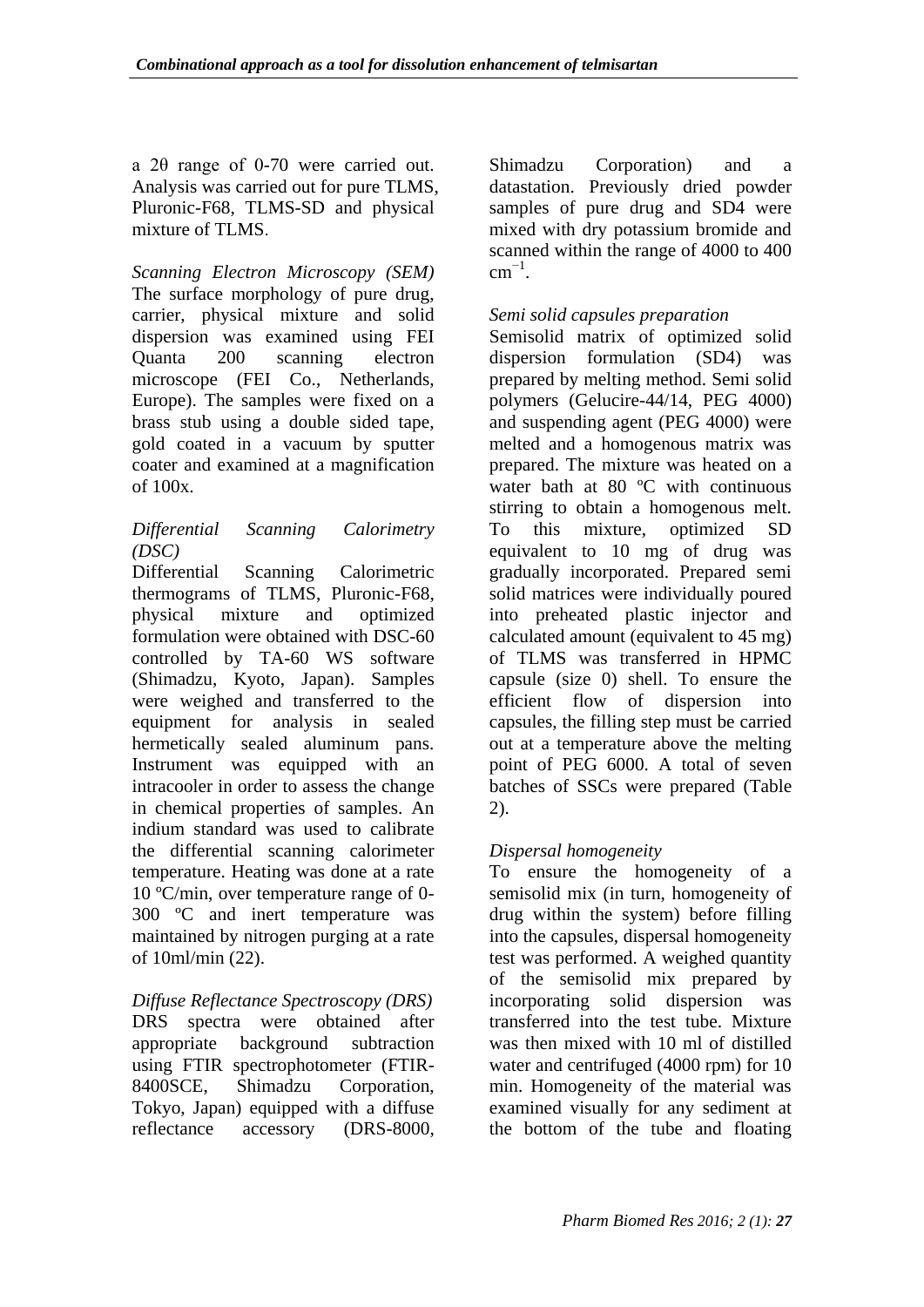a 2θ range of 0-70 were carried out. Analysis was carried out for pure TLMS, Pluronic-F68, TLMS-SD and physical mixture of TLMS.

*Scanning Electron Microscopy (SEM)*

The surface morphology of pure drug, carrier, physical mixture and solid dispersion was examined using FEI Quanta 200 scanning electron microscope (FEI Co., Netherlands, Europe). The samples were fixed on a brass stub using a double sided tape, gold coated in a vacuum by sputter coater and examined at a magnification of 100x.

*Differential Scanning Calorimetry (DSC)*

Differential Scanning Calorimetric thermograms of TLMS, Pluronic-F68, physical mixture and optimized formulation were obtained with DSC-60 controlled by TA-60 WS software (Shimadzu, Kyoto, Japan). Samples were weighed and transferred to the equipment for analysis in sealed hermetically sealed aluminum pans. Instrument was equipped with an intracooler in order to assess the change in chemical properties of samples. An indium standard was used to calibrate the differential scanning calorimeter temperature. Heating was done at a rate 10 ºC/min, over temperature range of 0-300 ºC and inert temperature was maintained by nitrogen purging at a rate of 10ml/min (22).

*Diffuse Reflectance Spectroscopy (DRS)*

DRS spectra were obtained after appropriate background subtraction using FTIR spectrophotometer (FTIR-8400SCE, Shimadzu Corporation, Tokyo, Japan) equipped with a diffuse reflectance accessory (DRS-8000, Shimadzu Corporation) and a datastation. Previously dried powder samples of pure drug and SD4 were mixed with dry potassium bromide and scanned within the range of 4000 to 400 $cm^{-1}$.

*Semi solid capsules preparation*

Semisolid matrix of optimized solid dispersion formulation (SD4) was prepared by melting method. Semi solid polymers (Gelucire-44/14, PEG 4000) and suspending agent (PEG 4000) were melted and a homogenous matrix was prepared. The mixture was heated on a water bath at 80 ºC with continuous stirring to obtain a homogenous melt. To this mixture, optimized SD equivalent to 10 mg of drug was gradually incorporated. Prepared semi solid matrices were individually poured into preheated plastic injector and calculated amount (equivalent to 45 mg) of TLMS was transferred in HPMC capsule (size 0) shell. To ensure the efficient flow of dispersion into capsules, the filling step must be carried out at a temperature above the melting point of PEG 6000. A total of seven batches of SSCs were prepared (Table 2).

*Dispersal homogeneity*

To ensure the homogeneity of a semisolid mix (in turn, homogeneity of drug within the system) before filling into the capsules, dispersal homogeneity test was performed. A weighed quantity of the semisolid mix prepared by incorporating solid dispersion was transferred into the test tube. Mixture was then mixed with 10 ml of distilled water and centrifuged (4000 rpm) for 10 min. Homogeneity of the material was examined visually for any sediment at the bottom of the tube and floating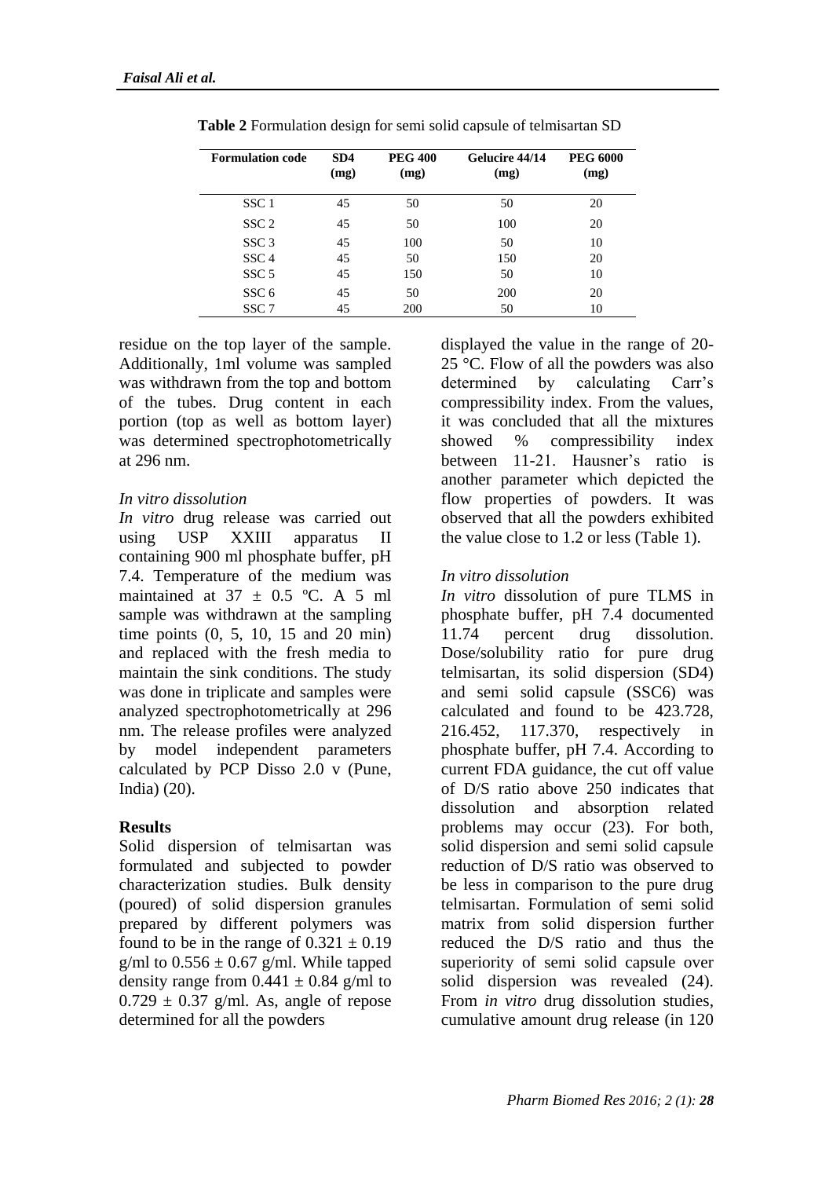**Table 2** Formulation design for semi solid capsule of telmisartan SD

| Formulation code | SD4 (mg) | PEG 400 (mg) | Gelucire 44/14 (mg) | PEG 6000 (mg) |
|---|---|---|---|---|
| SSC 1 | 45 | 50 | 50 | 20 |
| SSC 2 | 45 | 50 | 100 | 20 |
| SSC 3 | 45 | 100 | 50 | 10 |
| SSC 4 | 45 | 50 | 150 | 20 |
| SSC 5 | 45 | 150 | 50 | 10 |
| SSC 6 | 45 | 50 | 200 | 20 |
| SSC 7 | 45 | 200 | 50 | 10 |

residue on the top layer of the sample. Additionally, 1ml volume was sampled was withdrawn from the top and bottom of the tubes. Drug content in each portion (top as well as bottom layer) was determined spectrophotometrically at 296 nm.

*In vitro dissolution*

*In vitro* drug release was carried out using USP XXIII apparatus II containing 900 ml phosphate buffer, pH 7.4. Temperature of the medium was maintained at 37 ± 0.5 ºC. A 5 ml sample was withdrawn at the sampling time points (0, 5, 10, 15 and 20 min) and replaced with the fresh media to maintain the sink conditions. The study was done in triplicate and samples were analyzed spectrophotometrically at 296 nm. The release profiles were analyzed by model independent parameters calculated by PCP Disso 2.0 v (Pune, India) (20).

## Results

Solid dispersion of telmisartan was formulated and subjected to powder characterization studies. Bulk density (poured) of solid dispersion granules prepared by different polymers was found to be in the range of 0.321 ± 0.19 g/ml to 0.556 ± 0.67 g/ml. While tapped density range from 0.441 ± 0.84 g/ml to 0.729 ± 0.37 g/ml. As, angle of repose determined for all the powders displayed the value in the range of 20-25 °C. Flow of all the powders was also determined by calculating Carr's compressibility index. From the values, it was concluded that all the mixtures showed % compressibility index between 11-21. Hausner's ratio is another parameter which depicted the flow properties of powders. It was observed that all the powders exhibited the value close to 1.2 or less (Table 1).

*In vitro dissolution*

*In vitro* dissolution of pure TLMS in phosphate buffer, pH 7.4 documented 11.74 percent drug dissolution. Dose/solubility ratio for pure drug telmisartan, its solid dispersion (SD4) and semi solid capsule (SSC6) was calculated and found to be 423.728, 216.452, 117.370, respectively in phosphate buffer, pH 7.4. According to current FDA guidance, the cut off value of D/S ratio above 250 indicates that dissolution and absorption related problems may occur (23). For both, solid dispersion and semi solid capsule reduction of D/S ratio was observed to be less in comparison to the pure drug telmisartan. Formulation of semi solid matrix from solid dispersion further reduced the D/S ratio and thus the superiority of semi solid capsule over solid dispersion was revealed (24). From *in vitro* drug dissolution studies, cumulative amount drug release (in 120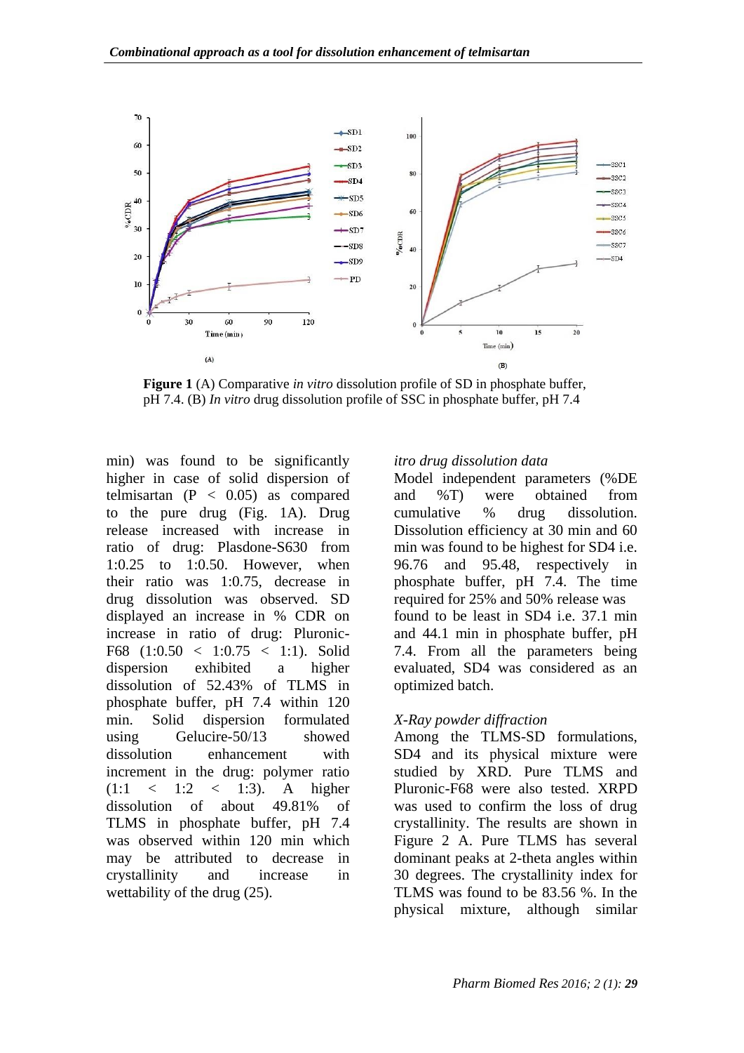**Figure 1** (A) Comparative *in vitro* dissolution profile of SD in phosphate buffer, pH 7.4. (B) *In vitro* drug dissolution profile of SSC in phosphate buffer, pH 7.4

min) was found to be significantly higher in case of solid dispersion of telmisartan ($P < 0.05$) as compared to the pure drug (Fig. 1A). Drug release increased with increase in ratio of drug: Plasdone-S630 from 1:0.25 to 1:0.50. However, when their ratio was 1:0.75, decrease in drug dissolution was observed. SD displayed an increase in % CDR on increase in ratio of drug: Pluronic-F68 (1:0.50 < 1:0.75 < 1:1). Solid dispersion exhibited a higher dissolution of 52.43% of TLMS in phosphate buffer, pH 7.4 within 120 min. Solid dispersion formulated using Gelucire-50/13 showed dissolution enhancement with increment in the drug: polymer ratio (1:1 < 1:2 < 1:3). A higher dissolution of about 49.81% of TLMS in phosphate buffer, pH 7.4 was observed within 120 min which may be attributed to decrease in crystallinity and increase in wettability of the drug (25).

*itro drug dissolution data*

Model independent parameters (%DE and %T) were obtained from cumulative % drug dissolution. Dissolution efficiency at 30 min and 60 min was found to be highest for SD4 i.e. 96.76 and 95.48, respectively in phosphate buffer, pH 7.4. The time required for 25% and 50% release was found to be least in SD4 i.e. 37.1 min and 44.1 min in phosphate buffer, pH 7.4. From all the parameters being evaluated, SD4 was considered as an optimized batch.

*X-Ray powder diffraction*

Among the TLMS-SD formulations, SD4 and its physical mixture were studied by XRD. Pure TLMS and Pluronic-F68 were also tested. XRPD was used to confirm the loss of drug crystallinity. The results are shown in Figure 2 A. Pure TLMS has several dominant peaks at 2-theta angles within 30 degrees. The crystallinity index for TLMS was found to be 83.56 %. In the physical mixture, although similar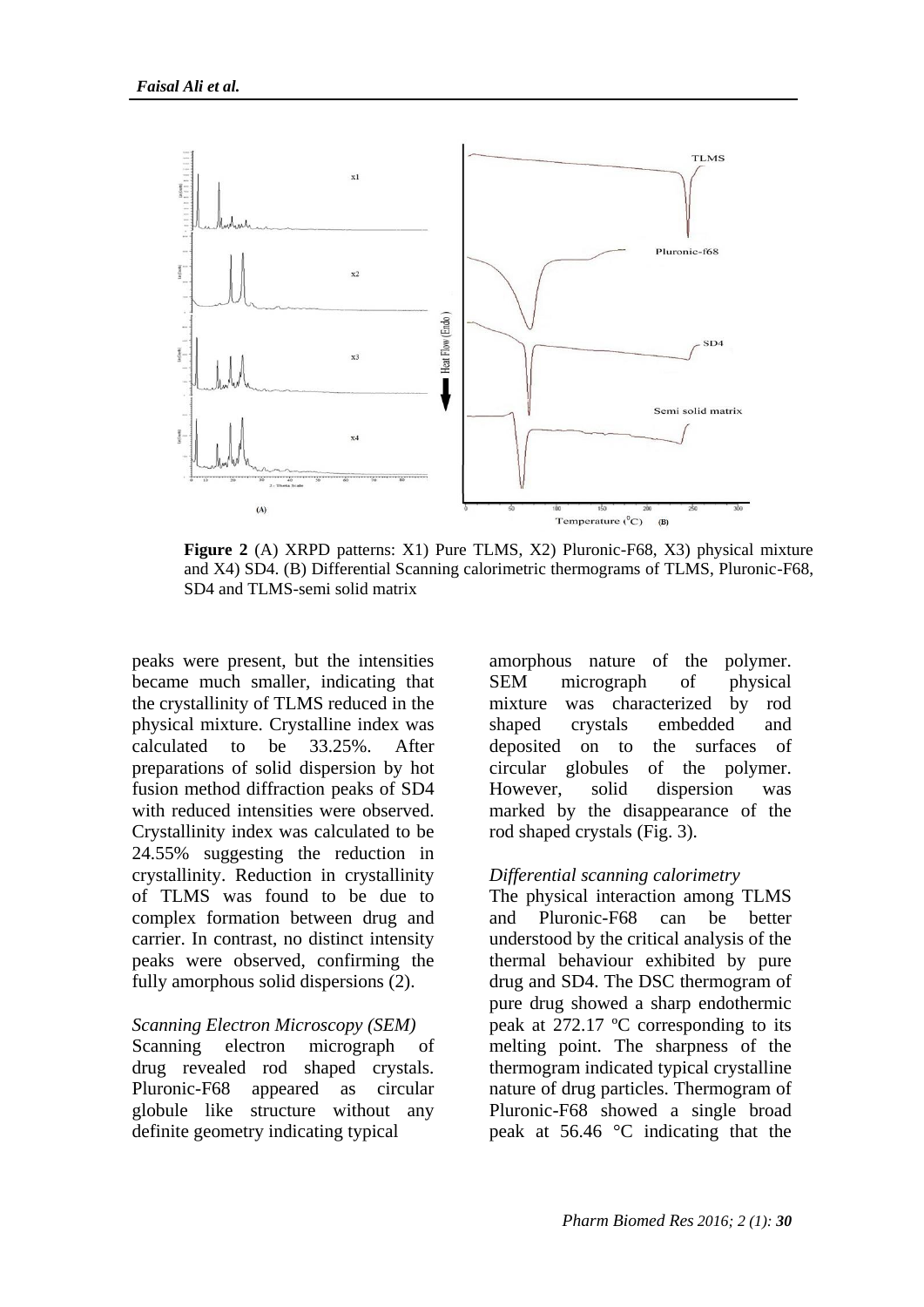**Figure 2** (A) XRPD patterns: X1) Pure TLMS, X2) Pluronic-F68, X3) physical mixture and X4) SD4. (B) Differential Scanning calorimetric thermograms of TLMS, Pluronic-F68, SD4 and TLMS-semi solid matrix

peaks were present, but the intensities became much smaller, indicating that the crystallinity of TLMS reduced in the physical mixture. Crystalline index was calculated to be 33.25%. After preparations of solid dispersion by hot fusion method diffraction peaks of SD4 with reduced intensities were observed. Crystallinity index was calculated to be 24.55% suggesting the reduction in crystallinity. Reduction in crystallinity of TLMS was found to be due to complex formation between drug and carrier. In contrast, no distinct intensity peaks were observed, confirming the fully amorphous solid dispersions (2).

*Scanning Electron Microscopy (SEM)*

Scanning electron micrograph of drug revealed rod shaped crystals. Pluronic-F68 appeared as circular globule like structure without any definite geometry indicating typical amorphous nature of the polymer. SEM micrograph of physical mixture was characterized by rod shaped crystals embedded and deposited on to the surfaces of circular globules of the polymer. However, solid dispersion was marked by the disappearance of the rod shaped crystals (Fig. 3).

*Differential scanning calorimetry*

The physical interaction among TLMS and Pluronic-F68 can be better understood by the critical analysis of the thermal behaviour exhibited by pure drug and SD4. The DSC thermogram of pure drug showed a sharp endothermic peak at 272.17 ºC corresponding to its melting point. The sharpness of the thermogram indicated typical crystalline nature of drug particles. Thermogram of Pluronic-F68 showed a single broad peak at 56.46 °C indicating that the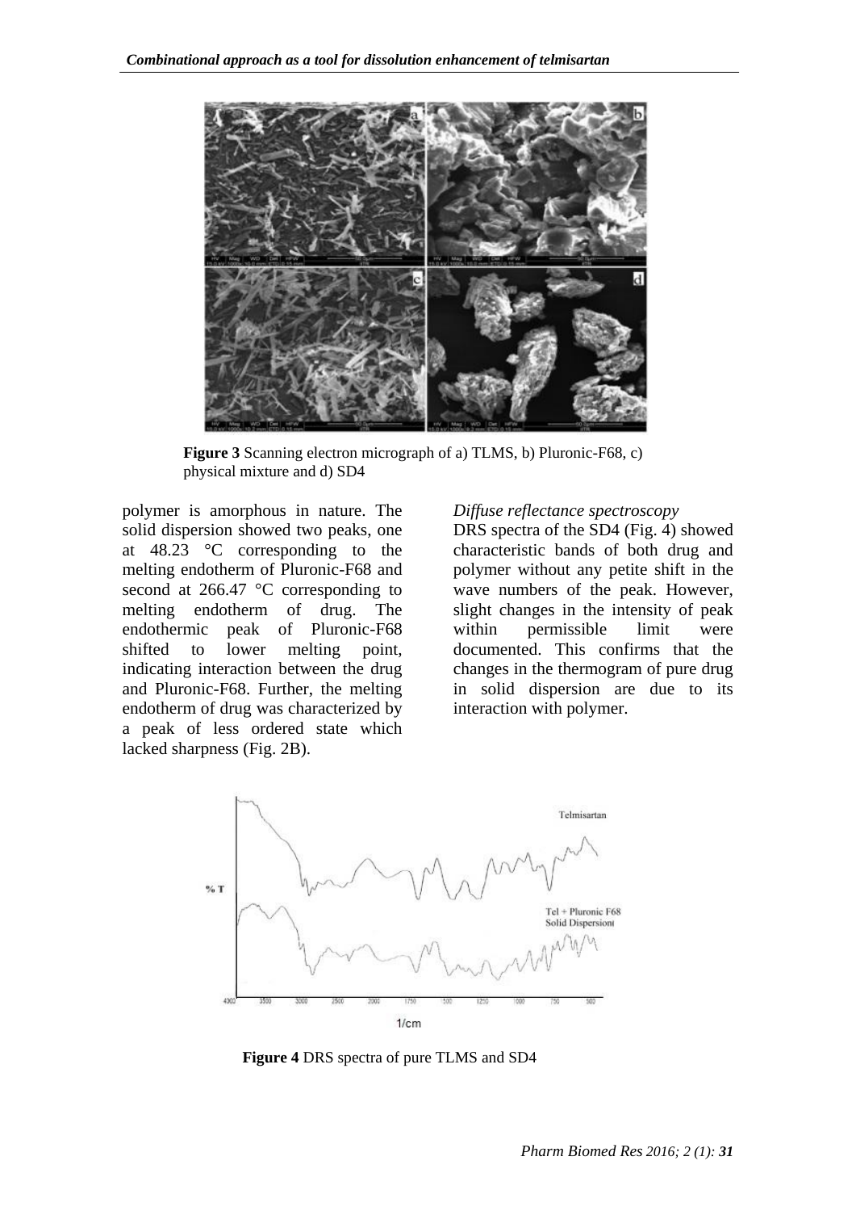**Figure 3** Scanning electron micrograph of a) TLMS, b) Pluronic-F68, c) physical mixture and d) SD4

polymer is amorphous in nature. The solid dispersion showed two peaks, one at 48.23 °C corresponding to the melting endotherm of Pluronic-F68 and second at 266.47 °C corresponding to melting endotherm of drug. The endothermic peak of Pluronic-F68 shifted to lower melting point, indicating interaction between the drug and Pluronic-F68. Further, the melting endotherm of drug was characterized by a peak of less ordered state which lacked sharpness (Fig. 2B).

*Diffuse reflectance spectroscopy*

DRS spectra of the SD4 (Fig. 4) showed characteristic bands of both drug and polymer without any petite shift in the wave numbers of the peak. However, slight changes in the intensity of peak within permissible limit were documented. This confirms that the changes in the thermogram of pure drug in solid dispersion are due to its interaction with polymer.

**Figure 4** DRS spectra of pure TLMS and SD4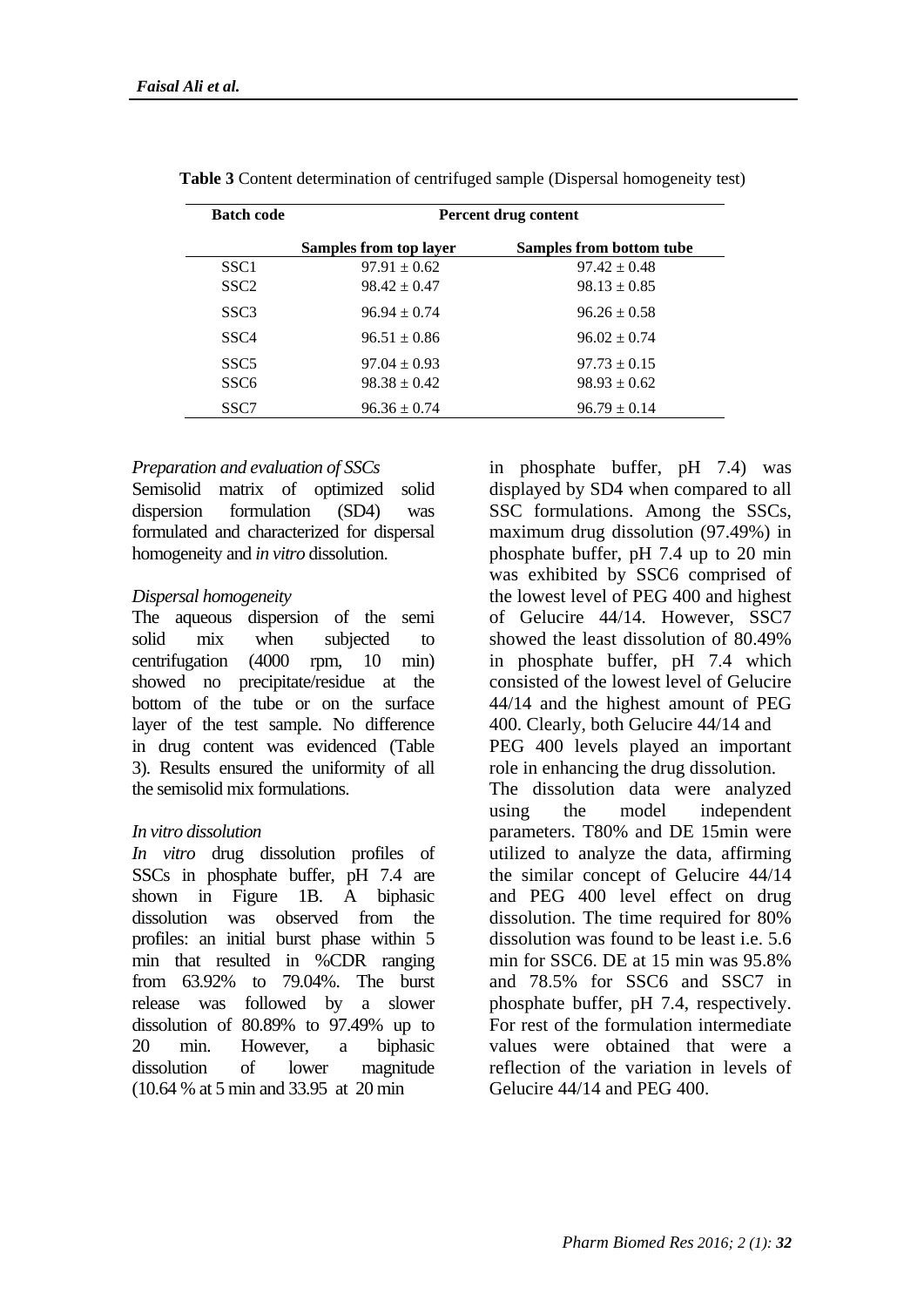**Table 3** Content determination of centrifuged sample (Dispersal homogeneity test)

| Batch code | Percent drug content | |
|---|---|---|
| | Samples from top layer | Samples from bottom tube |
| SSC1 | 97.91 ± 0.62 | 97.42 ± 0.48 |
| SSC2 | 98.42 ± 0.47 | 98.13 ± 0.85 |
| SSC3 | 96.94 ± 0.74 | 96.26 ± 0.58 |
| SSC4 | 96.51 ± 0.86 | 96.02 ± 0.74 |
| SSC5 | 97.04 ± 0.93 | 97.73 ± 0.15 |
| SSC6 | 98.38 ± 0.42 | 98.93 ± 0.62 |
| SSC7 | 96.36 ± 0.74 | 96.79 ± 0.14 |

*Preparation and evaluation of SSCs*

Semisolid matrix of optimized solid dispersion formulation (SD4) was formulated and characterized for dispersal homogeneity and *in vitro* dissolution.

*Dispersal homogeneity*

The aqueous dispersion of the semi solid mix when subjected to centrifugation (4000 rpm, 10 min) showed no precipitate/residue at the bottom of the tube or on the surface layer of the test sample. No difference in drug content was evidenced (Table 3). Results ensured the uniformity of all the semisolid mix formulations.

*In vitro dissolution*

*In vitro* drug dissolution profiles of SSCs in phosphate buffer, pH 7.4 are shown in Figure 1B. A biphasic dissolution was observed from the profiles: an initial burst phase within 5 min that resulted in %CDR ranging from 63.92% to 79.04%. The burst release was followed by a slower dissolution of 80.89% to 97.49% up to 20 min. However, a biphasic dissolution of lower magnitude (10.64 % at 5 min and 33.95 at 20 min in phosphate buffer, pH 7.4) was displayed by SD4 when compared to all SSC formulations. Among the SSCs, maximum drug dissolution (97.49%) in phosphate buffer, pH 7.4 up to 20 min was exhibited by SSC6 comprised of the lowest level of PEG 400 and highest of Gelucire 44/14. However, SSC7 showed the least dissolution of 80.49% in phosphate buffer, pH 7.4 which consisted of the lowest level of Gelucire 44/14 and the highest amount of PEG 400. Clearly, both Gelucire 44/14 and PEG 400 levels played an important role in enhancing the drug dissolution.

The dissolution data were analyzed using the model independent parameters. T80% and DE 15min were utilized to analyze the data, affirming the similar concept of Gelucire 44/14 and PEG 400 level effect on drug dissolution. The time required for 80% dissolution was found to be least i.e. 5.6 min for SSC6. DE at 15 min was 95.8% and 78.5% for SSC6 and SSC7 in phosphate buffer, pH 7.4, respectively. For rest of the formulation intermediate values were obtained that were a reflection of the variation in levels of Gelucire 44/14 and PEG 400.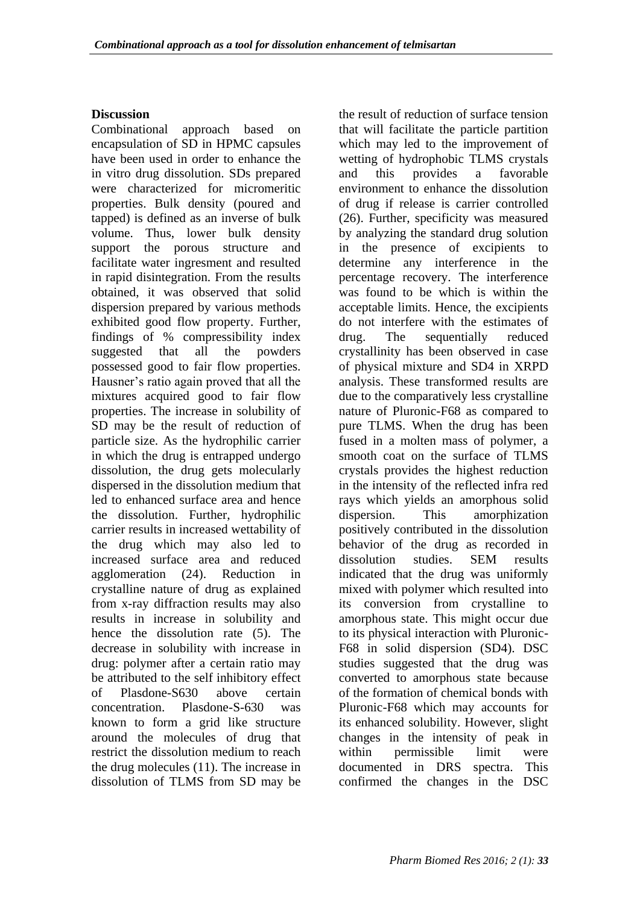## Discussion

Combinational approach based on encapsulation of SD in HPMC capsules have been used in order to enhance the in vitro drug dissolution. SDs prepared were characterized for micromeritic properties. Bulk density (poured and tapped) is defined as an inverse of bulk volume. Thus, lower bulk density support the porous structure and facilitate water ingresment and resulted in rapid disintegration. From the results obtained, it was observed that solid dispersion prepared by various methods exhibited good flow property. Further, findings of % compressibility index suggested that all the powders possessed good to fair flow properties. Hausner's ratio again proved that all the mixtures acquired good to fair flow properties. The increase in solubility of SD may be the result of reduction of particle size. As the hydrophilic carrier in which the drug is entrapped undergo dissolution, the drug gets molecularly dispersed in the dissolution medium that led to enhanced surface area and hence the dissolution. Further, hydrophilic carrier results in increased wettability of the drug which may also led to increased surface area and reduced agglomeration (24). Reduction in crystalline nature of drug as explained from x-ray diffraction results may also results in increase in solubility and hence the dissolution rate (5). The decrease in solubility with increase in drug: polymer after a certain ratio may be attributed to the self inhibitory effect of Plasdone-S630 above certain concentration. Plasdone-S-630 was known to form a grid like structure around the molecules of drug that restrict the dissolution medium to reach the drug molecules (11). The increase in dissolution of TLMS from SD may be the result of reduction of surface tension that will facilitate the particle partition which may led to the improvement of wetting of hydrophobic TLMS crystals and this provides a favorable environment to enhance the dissolution of drug if release is carrier controlled (26). Further, specificity was measured by analyzing the standard drug solution in the presence of excipients to determine any interference in the percentage recovery. The interference was found to be which is within the acceptable limits. Hence, the excipients do not interfere with the estimates of drug. The sequentially reduced crystallinity has been observed in case of physical mixture and SD4 in XRPD analysis. These transformed results are due to the comparatively less crystalline nature of Pluronic-F68 as compared to pure TLMS. When the drug has been fused in a molten mass of polymer, a smooth coat on the surface of TLMS crystals provides the highest reduction in the intensity of the reflected infra red rays which yields an amorphous solid dispersion. This amorphization positively contributed in the dissolution behavior of the drug as recorded in dissolution studies. SEM results indicated that the drug was uniformly mixed with polymer which resulted into its conversion from crystalline to amorphous state. This might occur due to its physical interaction with Pluronic-F68 in solid dispersion (SD4). DSC studies suggested that the drug was converted to amorphous state because of the formation of chemical bonds with Pluronic-F68 which may accounts for its enhanced solubility. However, slight changes in the intensity of peak in within permissible limit were documented in DRS spectra. This confirmed the changes in the DSC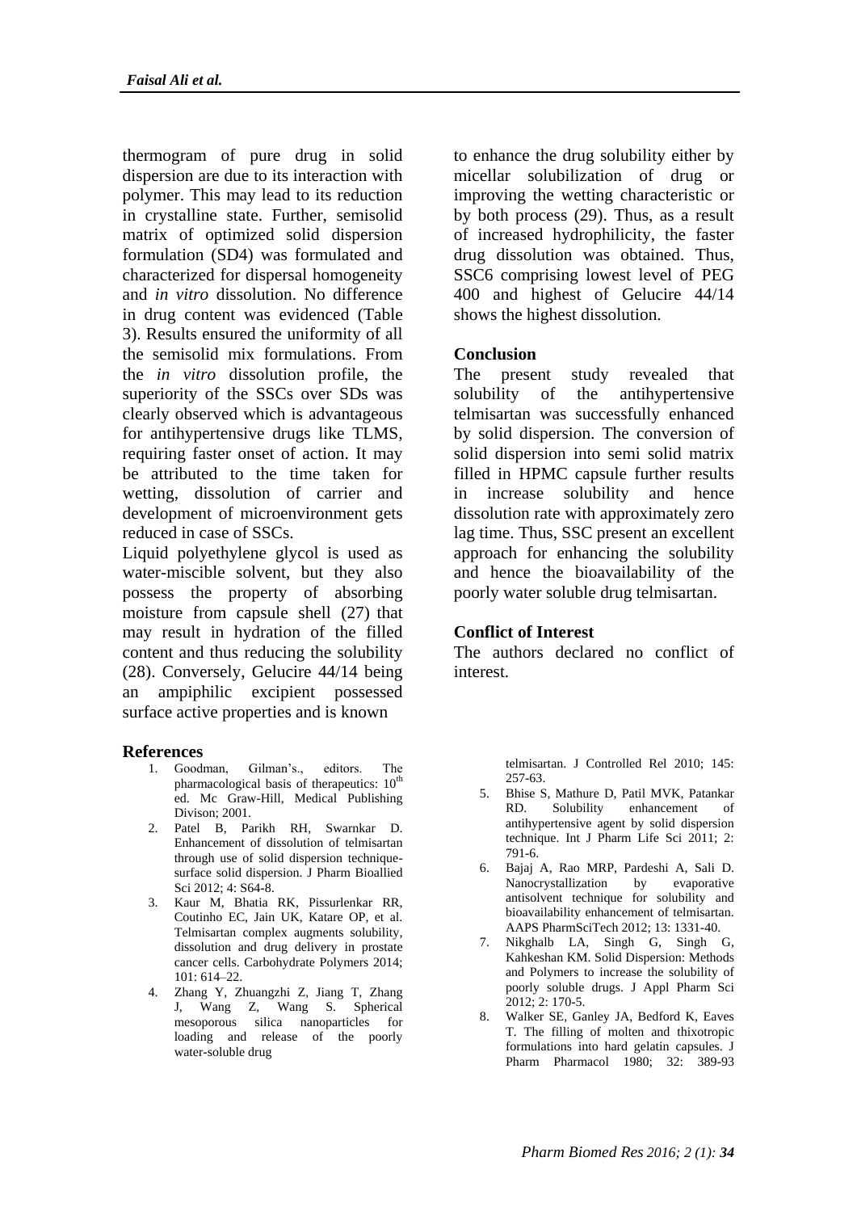thermogram of pure drug in solid dispersion are due to its interaction with polymer. This may lead to its reduction in crystalline state. Further, semisolid matrix of optimized solid dispersion formulation (SD4) was formulated and characterized for dispersal homogeneity and *in vitro* dissolution. No difference in drug content was evidenced (Table 3). Results ensured the uniformity of all the semisolid mix formulations. From the *in vitro* dissolution profile, the superiority of the SSCs over SDs was clearly observed which is advantageous for antihypertensive drugs like TLMS, requiring faster onset of action. It may be attributed to the time taken for wetting, dissolution of carrier and development of microenvironment gets reduced in case of SSCs.

Liquid polyethylene glycol is used as water-miscible solvent, but they also possess the property of absorbing moisture from capsule shell (27) that may result in hydration of the filled content and thus reducing the solubility (28). Conversely, Gelucire 44/14 being an ampiphilic excipient possessed surface active properties and is known to enhance the drug solubility either by micellar solubilization of drug or improving the wetting characteristic or by both process (29). Thus, as a result of increased hydrophilicity, the faster drug dissolution was obtained. Thus, SSC6 comprising lowest level of PEG 400 and highest of Gelucire 44/14 shows the highest dissolution.

## Conclusion

The present study revealed that solubility of the antihypertensive telmisartan was successfully enhanced by solid dispersion. The conversion of solid dispersion into semi solid matrix filled in HPMC capsule further results in increase solubility and hence dissolution rate with approximately zero lag time. Thus, SSC present an excellent approach for enhancing the solubility and hence the bioavailability of the poorly water soluble drug telmisartan.

## Conflict of Interest

The authors declared no conflict of interest.

## References

1. Goodman, Gilman's., editors. The pharmacological basis of therapeutics: 10th ed. Mc Graw-Hill, Medical Publishing Divison; 2001.
2. Patel B, Parikh RH, Swarnkar D. Enhancement of dissolution of telmisartan through use of solid dispersion technique-surface solid dispersion. J Pharm Bioallied Sci 2012; 4: S64-8.
3. Kaur M, Bhatia RK, Pissurlenkar RR, Coutinho EC, Jain UK, Katare OP, et al. Telmisartan complex augments solubility, dissolution and drug delivery in prostate cancer cells. Carbohydrate Polymers 2014; 101: 614–22.
4. Zhang Y, Zhuangzhi Z, Jiang T, Zhang J, Wang Z, Wang S. Spherical mesoporous silica nanoparticles for loading and release of the poorly water-soluble drug telmisartan. J Controlled Rel 2010; 145: 257-63.
5. Bhise S, Mathure D, Patil MVK, Patankar RD. Solubility enhancement of antihypertensive agent by solid dispersion technique. Int J Pharm Life Sci 2011; 2: 791-6.
6. Bajaj A, Rao MRP, Pardeshi A, Sali D. Nanocrystallization by evaporative antisolvent technique for solubility and bioavailability enhancement of telmisartan. AAPS PharmSciTech 2012; 13: 1331-40.
7. Nikghalb LA, Singh G, Singh G, Kahkeshan KM. Solid Dispersion: Methods and Polymers to increase the solubility of poorly soluble drugs. J Appl Pharm Sci 2012; 2: 170-5.
8. Walker SE, Ganley JA, Bedford K, Eaves T. The filling of molten and thixotropic formulations into hard gelatin capsules. J Pharm Pharmacol 1980; 32: 389-93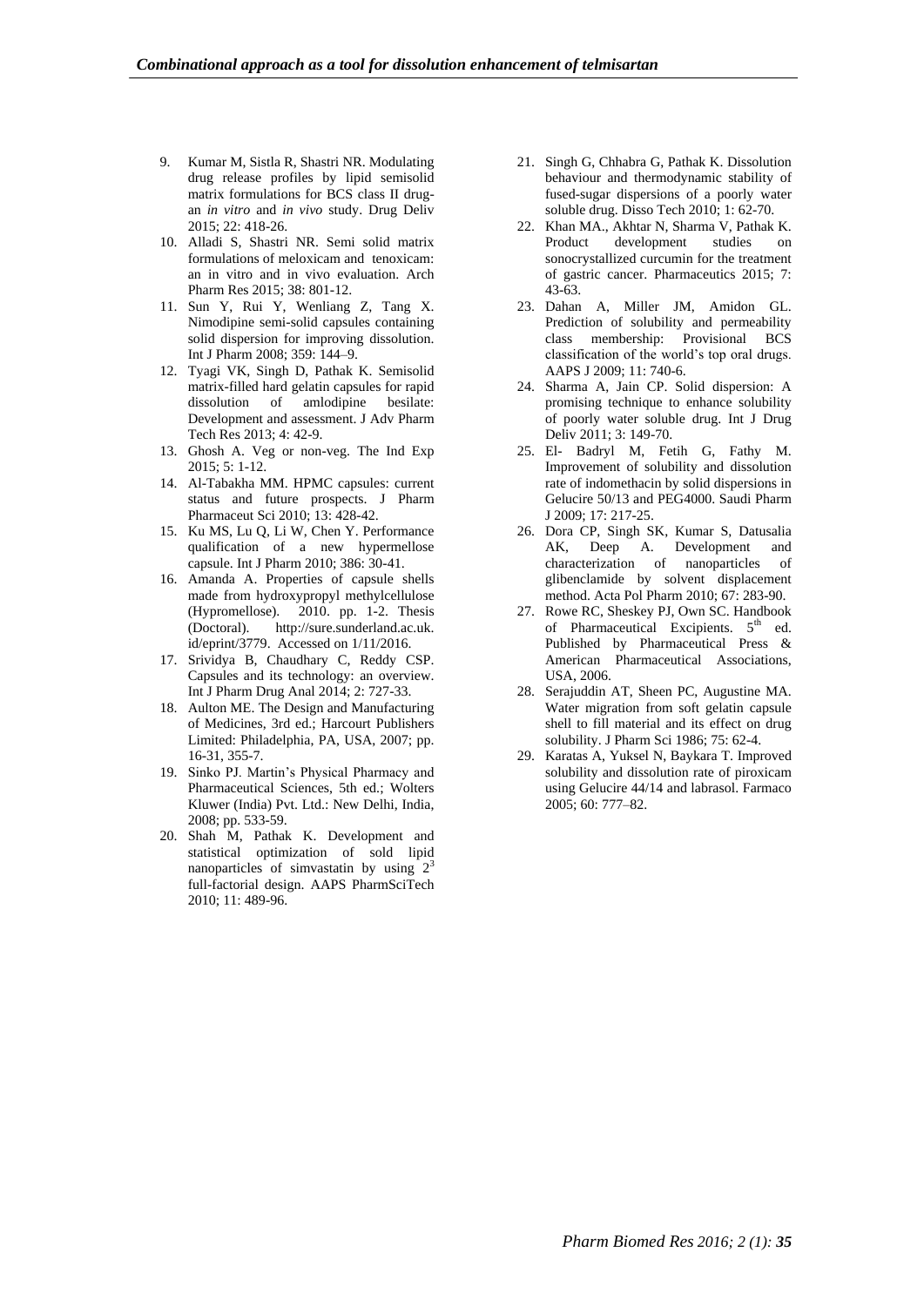9. Kumar M, Sistla R, Shastri NR. Modulating drug release profiles by lipid semisolid matrix formulations for BCS class II drug-an *in vitro* and *in vivo* study. Drug Deliv 2015; 22: 418-26.
10. Alladi S, Shastri NR. Semi solid matrix formulations of meloxicam and tenoxicam: an in vitro and in vivo evaluation. Arch Pharm Res 2015; 38: 801-12.
11. Sun Y, Rui Y, Wenliang Z, Tang X. Nimodipine semi-solid capsules containing solid dispersion for improving dissolution. Int J Pharm 2008; 359: 144–9.
12. Tyagi VK, Singh D, Pathak K. Semisolid matrix-filled hard gelatin capsules for rapid dissolution of amlodipine besilate: Development and assessment. J Adv Pharm Tech Res 2013; 4: 42-9.
13. Ghosh A. Veg or non-veg. The Ind Exp 2015; 5: 1-12.
14. Al-Tabakha MM. HPMC capsules: current status and future prospects. J Pharm Pharmaceut Sci 2010; 13: 428-42.
15. Ku MS, Lu Q, Li W, Chen Y. Performance qualification of a new hypermellose capsule. Int J Pharm 2010; 386: 30-41.
16. Amanda A. Properties of capsule shells made from hydroxypropyl methylcellulose (Hypromellose). 2010. pp. 1-2. Thesis (Doctoral). http://sure.sunderland.ac.uk. id/eprint/3779. Accessed on 1/11/2016.
17. Srividya B, Chaudhary C, Reddy CSP. Capsules and its technology: an overview. Int J Pharm Drug Anal 2014; 2: 727-33.
18. Aulton ME. The Design and Manufacturing of Medicines, 3rd ed.; Harcourt Publishers Limited: Philadelphia, PA, USA, 2007; pp. 16-31, 355-7.
19. Sinko PJ. Martin's Physical Pharmacy and Pharmaceutical Sciences, 5th ed.; Wolters Kluwer (India) Pvt. Ltd.: New Delhi, India, 2008; pp. 533-59.
20. Shah M, Pathak K. Development and statistical optimization of sold lipid nanoparticles of simvastatin by using $2^3$ full-factorial design. AAPS PharmSciTech 2010; 11: 489-96.
21. Singh G, Chhabra G, Pathak K. Dissolution behaviour and thermodynamic stability of fused-sugar dispersions of a poorly water soluble drug. Disso Tech 2010; 1: 62-70.
22. Khan MA., Akhtar N, Sharma V, Pathak K. Product development studies on sonocrystallized curcumin for the treatment of gastric cancer. Pharmaceutics 2015; 7: 43-63.
23. Dahan A, Miller JM, Amidon GL. Prediction of solubility and permeability class membership: Provisional BCS classification of the world's top oral drugs. AAPS J 2009; 11: 740-6.
24. Sharma A, Jain CP. Solid dispersion: A promising technique to enhance solubility of poorly water soluble drug. Int J Drug Deliv 2011; 3: 149-70.
25. El- Badryl M, Fetih G, Fathy M. Improvement of solubility and dissolution rate of indomethacin by solid dispersions in Gelucire 50/13 and PEG4000. Saudi Pharm J 2009; 17: 217-25.
26. Dora CP, Singh SK, Kumar S, Datusalia AK, Deep A. Development and characterization of nanoparticles of glibenclamide by solvent displacement method. Acta Pol Pharm 2010; 67: 283-90.
27. Rowe RC, Sheskey PJ, Own SC. Handbook of Pharmaceutical Excipients. 5th ed. Published by Pharmaceutical Press & American Pharmaceutical Associations, USA, 2006.
28. Serajuddin AT, Sheen PC, Augustine MA. Water migration from soft gelatin capsule shell to fill material and its effect on drug solubility. J Pharm Sci 1986; 75: 62-4.
29. Karatas A, Yuksel N, Baykara T. Improved solubility and dissolution rate of piroxicam using Gelucire 44/14 and labrasol. Farmaco 2005; 60: 777–82.